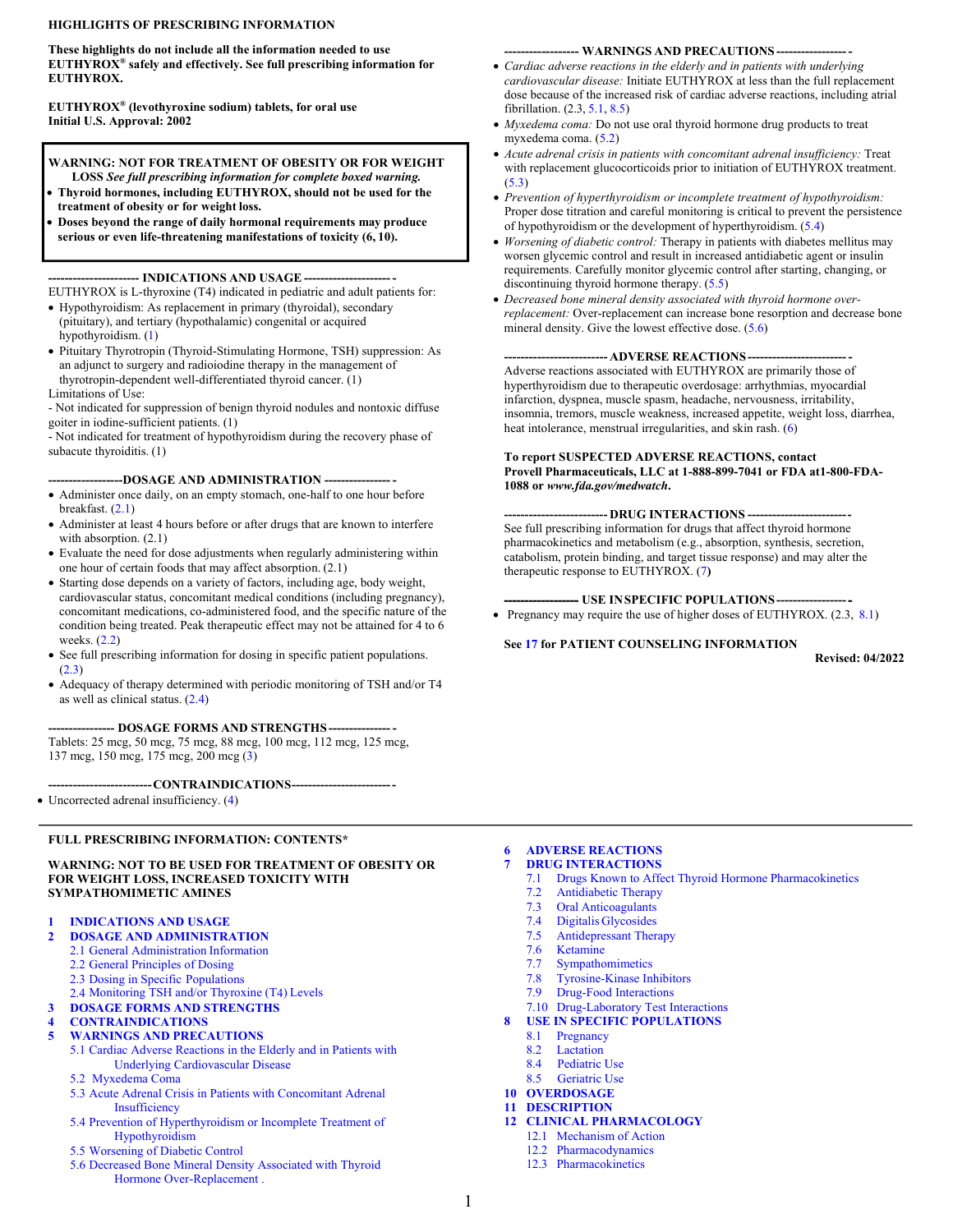**HIGHLIGHTS OF PRESCRIBING INFORMATION**

**These highlights do not include all the information needed to use EUTHYROX® safely and effectively. See full prescribing information for EUTHYROX.**

**EUTHYROX® (levothyroxine sodium) tablets, for oral use**
**Initial U.S. Approval: 2002**

> **WARNING: NOT FOR TREATMENT OF OBESITY OR FOR WEIGHT LOSS** ***See full prescribing information for complete boxed warning.***
>
> - **Thyroid hormones, including EUTHYROX, should not be used for the treatment of obesity or for weight loss.**
> - **Doses beyond the range of daily hormonal requirements may produce serious or even life-threatening manifestations of toxicity (6, 10).**

**INDICATIONS AND USAGE**

EUTHYROX is L-thyroxine (T4) indicated in pediatric and adult patients for:

- Hypothyroidism: As replacement in primary (thyroidal), secondary (pituitary), and tertiary (hypothalamic) congenital or acquired hypothyroidism. (1)
- Pituitary Thyrotropin (Thyroid-Stimulating Hormone, TSH) suppression: As an adjunct to surgery and radioiodine therapy in the management of thyrotropin-dependent well-differentiated thyroid cancer. (1)

Limitations of Use:

- Not indicated for suppression of benign thyroid nodules and nontoxic diffuse goiter in iodine-sufficient patients. (1)
- Not indicated for treatment of hypothyroidism during the recovery phase of subacute thyroiditis. (1)

**DOSAGE AND ADMINISTRATION**

- Administer once daily, on an empty stomach, one-half to one hour before breakfast. (2.1)
- Administer at least 4 hours before or after drugs that are known to interfere with absorption. (2.1)
- Evaluate the need for dose adjustments when regularly administering within one hour of certain foods that may affect absorption. (2.1)
- Starting dose depends on a variety of factors, including age, body weight, cardiovascular status, concomitant medical conditions (including pregnancy), concomitant medications, co-administered food, and the specific nature of the condition being treated. Peak therapeutic effect may not be attained for 4 to 6 weeks. (2.2)
- See full prescribing information for dosing in specific patient populations. (2.3)
- Adequacy of therapy determined with periodic monitoring of TSH and/or T4 as well as clinical status. (2.4)

**DOSAGE FORMS AND STRENGTHS**

Tablets: 25 mcg, 50 mcg, 75 mcg, 88 mcg, 100 mcg, 112 mcg, 125 mcg, 137 mcg, 150 mcg, 175 mcg, 200 mcg (3)

**CONTRAINDICATIONS**

- Uncorrected adrenal insufficiency. (4)

**WARNINGS AND PRECAUTIONS**

- *Cardiac adverse reactions in the elderly and in patients with underlying cardiovascular disease:* Initiate EUTHYROX at less than the full replacement dose because of the increased risk of cardiac adverse reactions, including atrial fibrillation. (2.3, 5.1, 8.5)
- *Myxedema coma:* Do not use oral thyroid hormone drug products to treat myxedema coma. (5.2)
- *Acute adrenal crisis in patients with concomitant adrenal insufficiency:* Treat with replacement glucocorticoids prior to initiation of EUTHYROX treatment. (5.3)
- *Prevention of hyperthyroidism or incomplete treatment of hypothyroidism:* Proper dose titration and careful monitoring is critical to prevent the persistence of hypothyroidism or the development of hyperthyroidism. (5.4)
- *Worsening of diabetic control:* Therapy in patients with diabetes mellitus may worsen glycemic control and result in increased antidiabetic agent or insulin requirements. Carefully monitor glycemic control after starting, changing, or discontinuing thyroid hormone therapy. (5.5)
- *Decreased bone mineral density associated with thyroid hormone over-replacement:* Over-replacement can increase bone resorption and decrease bone mineral density. Give the lowest effective dose. (5.6)

**ADVERSE REACTIONS**

Adverse reactions associated with EUTHYROX are primarily those of hyperthyroidism due to therapeutic overdosage: arrhythmias, myocardial infarction, dyspnea, muscle spasm, headache, nervousness, irritability, insomnia, tremors, muscle weakness, increased appetite, weight loss, diarrhea, heat intolerance, menstrual irregularities, and skin rash. (6)

**To report SUSPECTED ADVERSE REACTIONS, contact Provell Pharmaceuticals, LLC at 1-888-899-7041 or FDA at1-800-FDA-1088 or *www.fda.gov/medwatch*.**

**DRUG INTERACTIONS**

See full prescribing information for drugs that affect thyroid hormone pharmacokinetics and metabolism (e.g., absorption, synthesis, secretion, catabolism, protein binding, and target tissue response) and may alter the therapeutic response to EUTHYROX. (7)

**USE IN SPECIFIC POPULATIONS**

- Pregnancy may require the use of higher doses of EUTHYROX. (2.3, 8.1)

**See 17 for PATIENT COUNSELING INFORMATION**

**Revised: 04/2022**

---

**FULL PRESCRIBING INFORMATION: CONTENTS***

**WARNING: NOT TO BE USED FOR TREATMENT OF OBESITY OR FOR WEIGHT LOSS, INCREASED TOXICITY WITH SYMPATHOMIMETIC AMINES**

**1 INDICATIONS AND USAGE**
**2 DOSAGE AND ADMINISTRATION**
- 2.1 General Administration Information
- 2.2 General Principles of Dosing
- 2.3 Dosing in Specific Populations
- 2.4 Monitoring TSH and/or Thyroxine (T4) Levels

**3 DOSAGE FORMS AND STRENGTHS**
**4 CONTRAINDICATIONS**
**5 WARNINGS AND PRECAUTIONS**
- 5.1 Cardiac Adverse Reactions in the Elderly and in Patients with Underlying Cardiovascular Disease
- 5.2 Myxedema Coma
- 5.3 Acute Adrenal Crisis in Patients with Concomitant Adrenal Insufficiency
- 5.4 Prevention of Hyperthyroidism or Incomplete Treatment of Hypothyroidism
- 5.5 Worsening of Diabetic Control
- 5.6 Decreased Bone Mineral Density Associated with Thyroid Hormone Over-Replacement .

**6 ADVERSE REACTIONS**
**7 DRUG INTERACTIONS**
- 7.1 Drugs Known to Affect Thyroid Hormone Pharmacokinetics
- 7.2 Antidiabetic Therapy
- 7.3 Oral Anticoagulants
- 7.4 Digitalis Glycosides
- 7.5 Antidepressant Therapy
- 7.6 Ketamine
- 7.7 Sympathomimetics
- 7.8 Tyrosine-Kinase Inhibitors
- 7.9 Drug-Food Interactions
- 7.10 Drug-Laboratory Test Interactions

**8 USE IN SPECIFIC POPULATIONS**
- 8.1 Pregnancy
- 8.2 Lactation
- 8.4 Pediatric Use
- 8.5 Geriatric Use

**10 OVERDOSAGE**
**11 DESCRIPTION**
**12 CLINICAL PHARMACOLOGY**
- 12.1 Mechanism of Action
- 12.2 Pharmacodynamics
- 12.3 Pharmacokinetics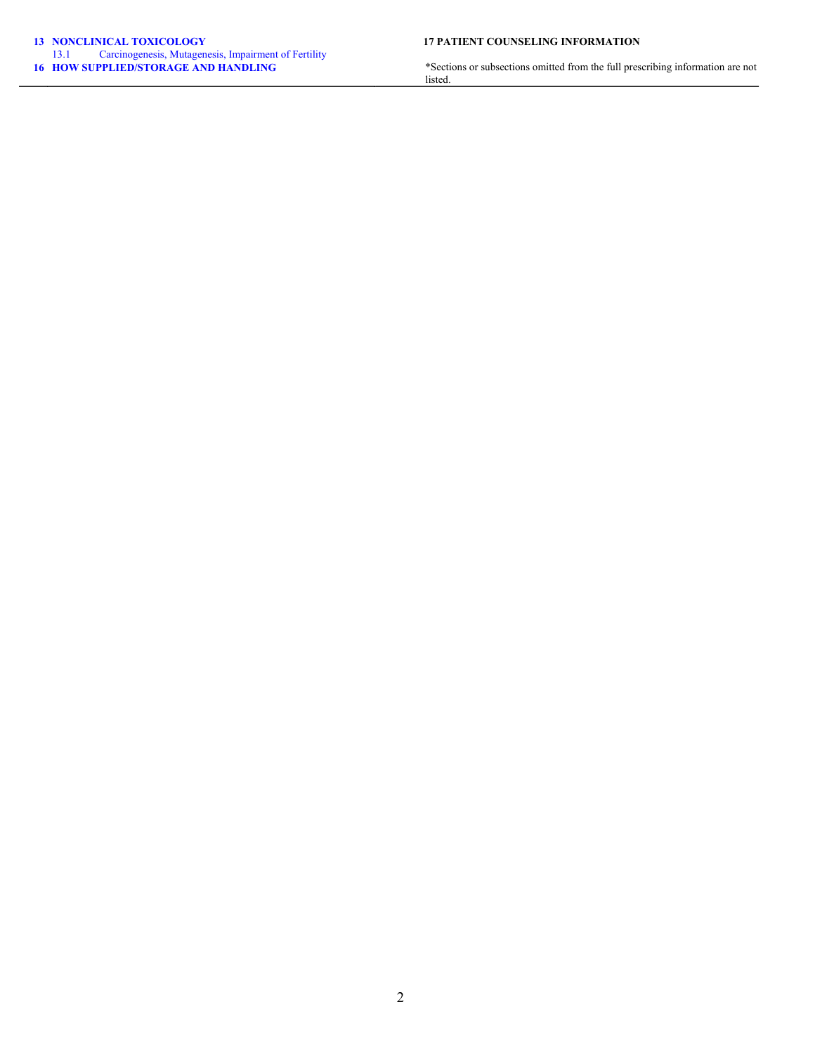**13 NONCLINICAL TOXICOLOGY**

13.1 Carcinogenesis, Mutagenesis, Impairment of Fertility

**16 HOW SUPPLIED/STORAGE AND HANDLING**

**17 PATIENT COUNSELING INFORMATION**

*Sections or subsections omitted from the full prescribing information are not listed.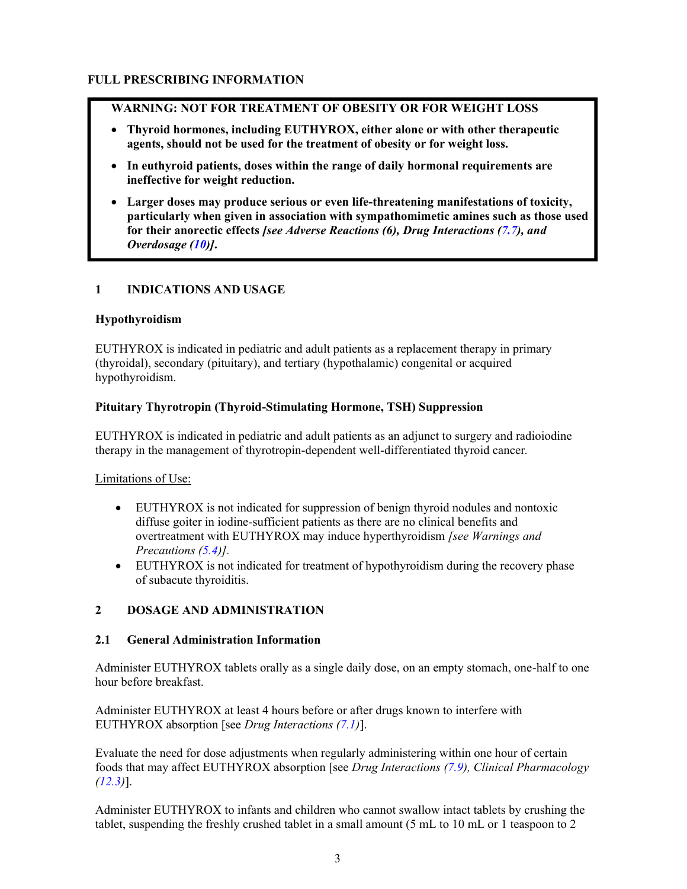# FULL PRESCRIBING INFORMATION

**WARNING: NOT FOR TREATMENT OF OBESITY OR FOR WEIGHT LOSS**

- **Thyroid hormones, including EUTHYROX, either alone or with other therapeutic agents, should not be used for the treatment of obesity or for weight loss.**
- **In euthyroid patients, doses within the range of daily hormonal requirements are ineffective for weight reduction.**
- **Larger doses may produce serious or even life-threatening manifestations of toxicity, particularly when given in association with sympathomimetic amines such as those used for their anorectic effects *[see Adverse Reactions (6), Drug Interactions (7.7), and Overdosage (10)]*.**

## 1 INDICATIONS AND USAGE

### Hypothyroidism

EUTHYROX is indicated in pediatric and adult patients as a replacement therapy in primary (thyroidal), secondary (pituitary), and tertiary (hypothalamic) congenital or acquired hypothyroidism.

### Pituitary Thyrotropin (Thyroid-Stimulating Hormone, TSH) Suppression

EUTHYROX is indicated in pediatric and adult patients as an adjunct to surgery and radioiodine therapy in the management of thyrotropin-dependent well-differentiated thyroid cancer.

<u>Limitations of Use:</u>

- EUTHYROX is not indicated for suppression of benign thyroid nodules and nontoxic diffuse goiter in iodine-sufficient patients as there are no clinical benefits and overtreatment with EUTHYROX may induce hyperthyroidism *[see Warnings and Precautions (5.4)]*.
- EUTHYROX is not indicated for treatment of hypothyroidism during the recovery phase of subacute thyroiditis.

## 2 DOSAGE AND ADMINISTRATION

### 2.1 General Administration Information

Administer EUTHYROX tablets orally as a single daily dose, on an empty stomach, one-half to one hour before breakfast.

Administer EUTHYROX at least 4 hours before or after drugs known to interfere with EUTHYROX absorption [see *Drug Interactions (7.1)*].

Evaluate the need for dose adjustments when regularly administering within one hour of certain foods that may affect EUTHYROX absorption [see *Drug Interactions (7.9), Clinical Pharmacology (12.3)*].

Administer EUTHYROX to infants and children who cannot swallow intact tablets by crushing the tablet, suspending the freshly crushed tablet in a small amount (5 mL to 10 mL or 1 teaspoon to 2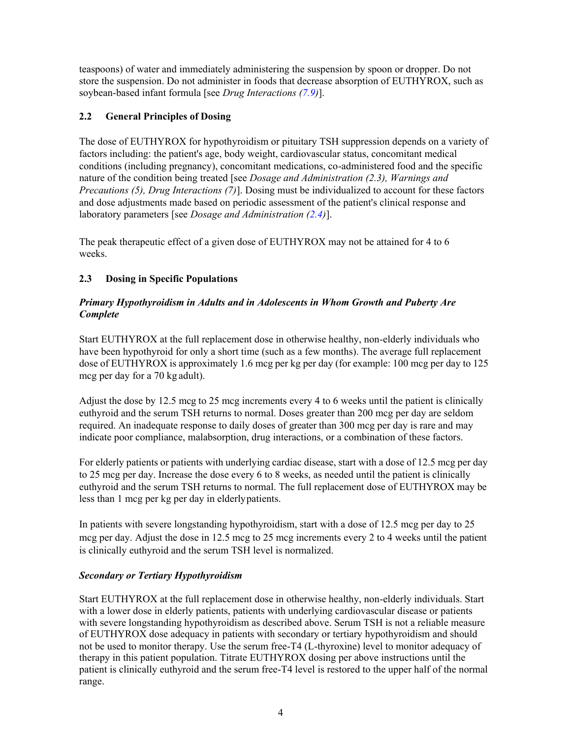teaspoons) of water and immediately administering the suspension by spoon or dropper. Do not store the suspension. Do not administer in foods that decrease absorption of EUTHYROX, such as soybean-based infant formula [see *Drug Interactions (7.9)*].

### 2.2 General Principles of Dosing

The dose of EUTHYROX for hypothyroidism or pituitary TSH suppression depends on a variety of factors including: the patient's age, body weight, cardiovascular status, concomitant medical conditions (including pregnancy), concomitant medications, co-administered food and the specific nature of the condition being treated [see *Dosage and Administration (2.3), Warnings and Precautions (5), Drug Interactions (7)*]. Dosing must be individualized to account for these factors and dose adjustments made based on periodic assessment of the patient's clinical response and laboratory parameters [see *Dosage and Administration (2.4)*].

The peak therapeutic effect of a given dose of EUTHYROX may not be attained for 4 to 6 weeks.

### 2.3 Dosing in Specific Populations

***Primary Hypothyroidism in Adults and in Adolescents in Whom Growth and Puberty Are Complete***

Start EUTHYROX at the full replacement dose in otherwise healthy, non-elderly individuals who have been hypothyroid for only a short time (such as a few months). The average full replacement dose of EUTHYROX is approximately 1.6 mcg per kg per day (for example: 100 mcg per day to 125 mcg per day for a 70 kg adult).

Adjust the dose by 12.5 mcg to 25 mcg increments every 4 to 6 weeks until the patient is clinically euthyroid and the serum TSH returns to normal. Doses greater than 200 mcg per day are seldom required. An inadequate response to daily doses of greater than 300 mcg per day is rare and may indicate poor compliance, malabsorption, drug interactions, or a combination of these factors.

For elderly patients or patients with underlying cardiac disease, start with a dose of 12.5 mcg per day to 25 mcg per day. Increase the dose every 6 to 8 weeks, as needed until the patient is clinically euthyroid and the serum TSH returns to normal. The full replacement dose of EUTHYROX may be less than 1 mcg per kg per day in elderly patients.

In patients with severe longstanding hypothyroidism, start with a dose of 12.5 mcg per day to 25 mcg per day. Adjust the dose in 12.5 mcg to 25 mcg increments every 2 to 4 weeks until the patient is clinically euthyroid and the serum TSH level is normalized.

***Secondary or Tertiary Hypothyroidism***

Start EUTHYROX at the full replacement dose in otherwise healthy, non-elderly individuals. Start with a lower dose in elderly patients, patients with underlying cardiovascular disease or patients with severe longstanding hypothyroidism as described above. Serum TSH is not a reliable measure of EUTHYROX dose adequacy in patients with secondary or tertiary hypothyroidism and should not be used to monitor therapy. Use the serum free-T4 (L-thyroxine) level to monitor adequacy of therapy in this patient population. Titrate EUTHYROX dosing per above instructions until the patient is clinically euthyroid and the serum free-T4 level is restored to the upper half of the normal range.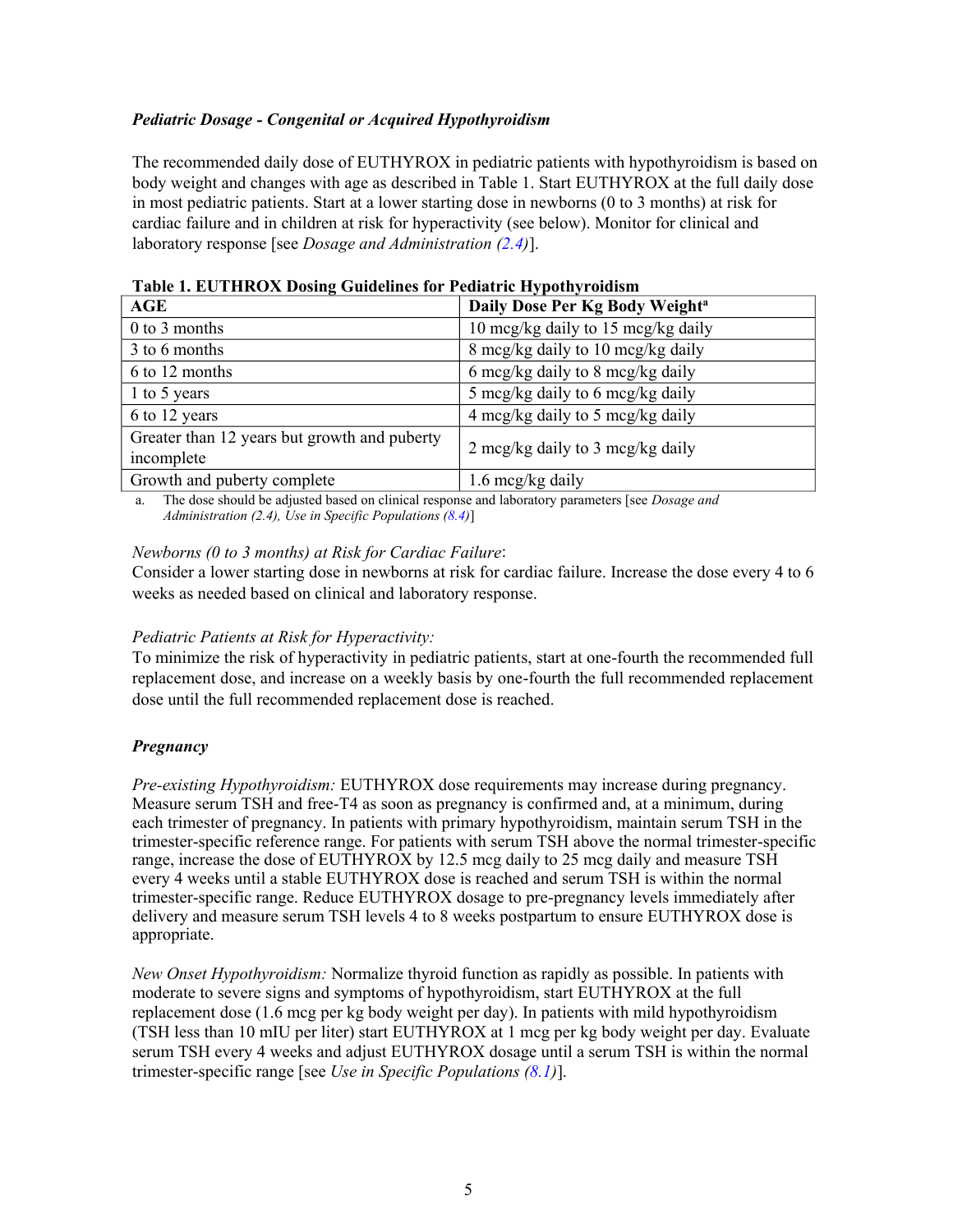***Pediatric Dosage - Congenital or Acquired Hypothyroidism***

The recommended daily dose of EUTHYROX in pediatric patients with hypothyroidism is based on body weight and changes with age as described in Table 1. Start EUTHYROX at the full daily dose in most pediatric patients. Start at a lower starting dose in newborns (0 to 3 months) at risk for cardiac failure and in children at risk for hyperactivity (see below). Monitor for clinical and laboratory response [see *Dosage and Administration (2.4)*].

**Table 1. EUTHROX Dosing Guidelines for Pediatric Hypothyroidism**

| AGE | Daily Dose Per Kg Body Weight[a] |
|---|---|
| 0 to 3 months | 10 mcg/kg daily to 15 mcg/kg daily |
| 3 to 6 months | 8 mcg/kg daily to 10 mcg/kg daily |
| 6 to 12 months | 6 mcg/kg daily to 8 mcg/kg daily |
| 1 to 5 years | 5 mcg/kg daily to 6 mcg/kg daily |
| 6 to 12 years | 4 mcg/kg daily to 5 mcg/kg daily |
| Greater than 12 years but growth and puberty incomplete | 2 mcg/kg daily to 3 mcg/kg daily |
| Growth and puberty complete | 1.6 mcg/kg daily |

a. The dose should be adjusted based on clinical response and laboratory parameters [see *Dosage and Administration (2.4), Use in Specific Populations (8.4)*]

*Newborns (0 to 3 months) at Risk for Cardiac Failure*:
Consider a lower starting dose in newborns at risk for cardiac failure. Increase the dose every 4 to 6 weeks as needed based on clinical and laboratory response.

*Pediatric Patients at Risk for Hyperactivity:*
To minimize the risk of hyperactivity in pediatric patients, start at one-fourth the recommended full replacement dose, and increase on a weekly basis by one-fourth the full recommended replacement dose until the full recommended replacement dose is reached.

***Pregnancy***

*Pre-existing Hypothyroidism:* EUTHYROX dose requirements may increase during pregnancy. Measure serum TSH and free-T4 as soon as pregnancy is confirmed and, at a minimum, during each trimester of pregnancy. In patients with primary hypothyroidism, maintain serum TSH in the trimester-specific reference range. For patients with serum TSH above the normal trimester-specific range, increase the dose of EUTHYROX by 12.5 mcg daily to 25 mcg daily and measure TSH every 4 weeks until a stable EUTHYROX dose is reached and serum TSH is within the normal trimester-specific range. Reduce EUTHYROX dosage to pre-pregnancy levels immediately after delivery and measure serum TSH levels 4 to 8 weeks postpartum to ensure EUTHYROX dose is appropriate.

*New Onset Hypothyroidism:* Normalize thyroid function as rapidly as possible. In patients with moderate to severe signs and symptoms of hypothyroidism, start EUTHYROX at the full replacement dose (1.6 mcg per kg body weight per day). In patients with mild hypothyroidism (TSH less than 10 mIU per liter) start EUTHYROX at 1 mcg per kg body weight per day. Evaluate serum TSH every 4 weeks and adjust EUTHYROX dosage until a serum TSH is within the normal trimester-specific range [see *Use in Specific Populations (8.1)*].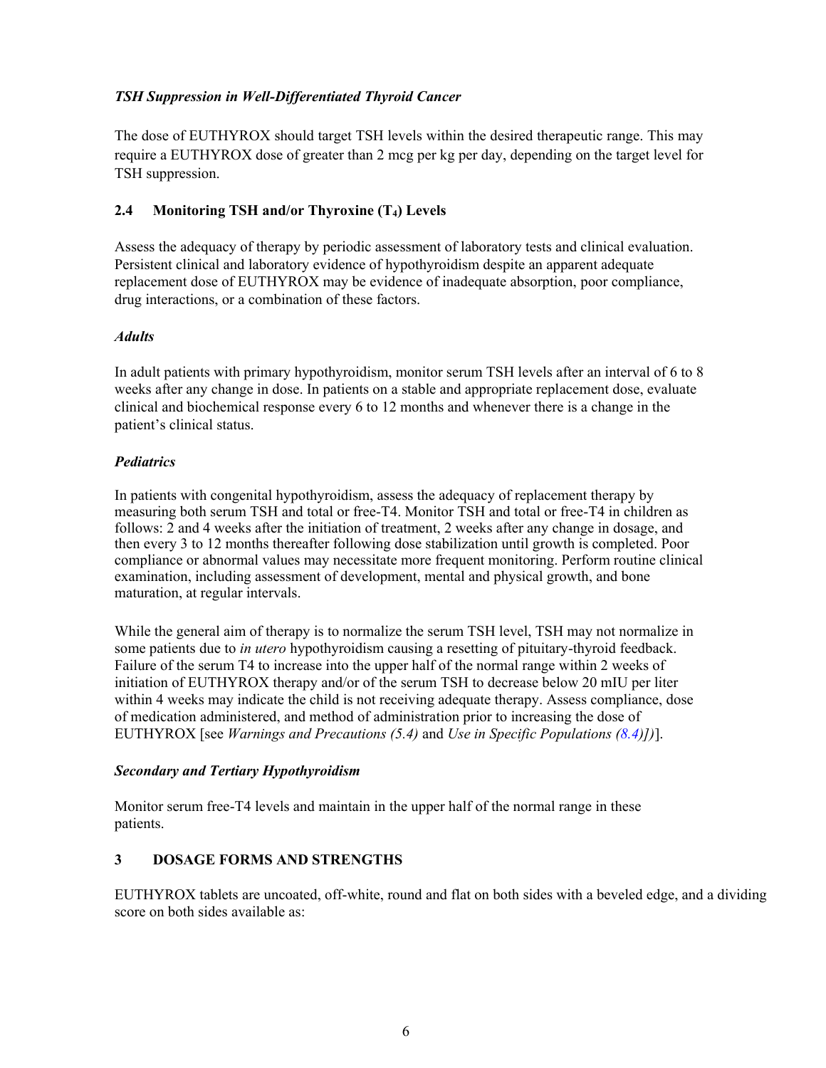*TSH Suppression in Well-Differentiated Thyroid Cancer*

The dose of EUTHYROX should target TSH levels within the desired therapeutic range. This may require a EUTHYROX dose of greater than 2 mcg per kg per day, depending on the target level for TSH suppression.

## 2.4 Monitoring TSH and/or Thyroxine ($T_4$) Levels

Assess the adequacy of therapy by periodic assessment of laboratory tests and clinical evaluation. Persistent clinical and laboratory evidence of hypothyroidism despite an apparent adequate replacement dose of EUTHYROX may be evidence of inadequate absorption, poor compliance, drug interactions, or a combination of these factors.

*Adults*

In adult patients with primary hypothyroidism, monitor serum TSH levels after an interval of 6 to 8 weeks after any change in dose. In patients on a stable and appropriate replacement dose, evaluate clinical and biochemical response every 6 to 12 months and whenever there is a change in the patient's clinical status.

*Pediatrics*

In patients with congenital hypothyroidism, assess the adequacy of replacement therapy by measuring both serum TSH and total or free-T4. Monitor TSH and total or free-T4 in children as follows: 2 and 4 weeks after the initiation of treatment, 2 weeks after any change in dosage, and then every 3 to 12 months thereafter following dose stabilization until growth is completed. Poor compliance or abnormal values may necessitate more frequent monitoring. Perform routine clinical examination, including assessment of development, mental and physical growth, and bone maturation, at regular intervals.

While the general aim of therapy is to normalize the serum TSH level, TSH may not normalize in some patients due to *in utero* hypothyroidism causing a resetting of pituitary-thyroid feedback. Failure of the serum T4 to increase into the upper half of the normal range within 2 weeks of initiation of EUTHYROX therapy and/or of the serum TSH to decrease below 20 mIU per liter within 4 weeks may indicate the child is not receiving adequate therapy. Assess compliance, dose of medication administered, and method of administration prior to increasing the dose of EUTHYROX [see *Warnings and Precautions (5.4)* and *Use in Specific Populations (8.4)])*].

*Secondary and Tertiary Hypothyroidism*

Monitor serum free-T4 levels and maintain in the upper half of the normal range in these patients.

# 3 DOSAGE FORMS AND STRENGTHS

EUTHYROX tablets are uncoated, off-white, round and flat on both sides with a beveled edge, and a dividing score on both sides available as: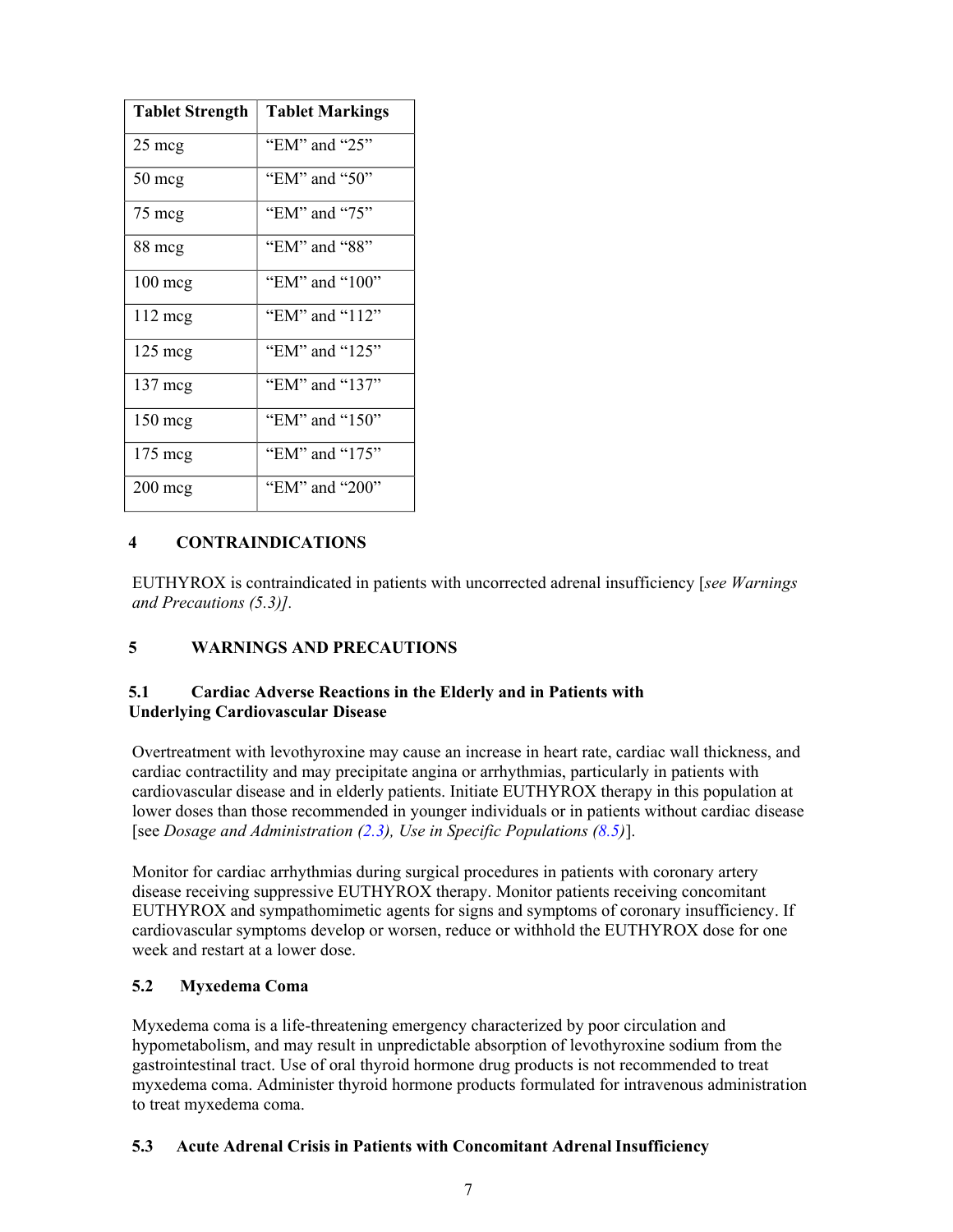| Tablet Strength | Tablet Markings |
| --- | --- |
| 25 mcg | “EM” and “25” |
| 50 mcg | “EM” and “50” |
| 75 mcg | “EM” and “75” |
| 88 mcg | “EM” and “88” |
| 100 mcg | “EM” and “100” |
| 112 mcg | “EM” and “112” |
| 125 mcg | “EM” and “125” |
| 137 mcg | “EM” and “137” |
| 150 mcg | “EM” and “150” |
| 175 mcg | “EM” and “175” |
| 200 mcg | “EM” and “200” |

## 4 CONTRAINDICATIONS

EUTHYROX is contraindicated in patients with uncorrected adrenal insufficiency [*see Warnings and Precautions (5.3)].*

## 5 WARNINGS AND PRECAUTIONS

### 5.1 Cardiac Adverse Reactions in the Elderly and in Patients with Underlying Cardiovascular Disease

Overtreatment with levothyroxine may cause an increase in heart rate, cardiac wall thickness, and cardiac contractility and may precipitate angina or arrhythmias, particularly in patients with cardiovascular disease and in elderly patients. Initiate EUTHYROX therapy in this population at lower doses than those recommended in younger individuals or in patients without cardiac disease [see *Dosage and Administration (2.3), Use in Specific Populations (8.5)*].

Monitor for cardiac arrhythmias during surgical procedures in patients with coronary artery disease receiving suppressive EUTHYROX therapy. Monitor patients receiving concomitant EUTHYROX and sympathomimetic agents for signs and symptoms of coronary insufficiency. If cardiovascular symptoms develop or worsen, reduce or withhold the EUTHYROX dose for one week and restart at a lower dose.

### 5.2 Myxedema Coma

Myxedema coma is a life-threatening emergency characterized by poor circulation and hypometabolism, and may result in unpredictable absorption of levothyroxine sodium from the gastrointestinal tract. Use of oral thyroid hormone drug products is not recommended to treat myxedema coma. Administer thyroid hormone products formulated for intravenous administration to treat myxedema coma.

### 5.3 Acute Adrenal Crisis in Patients with Concomitant Adrenal Insufficiency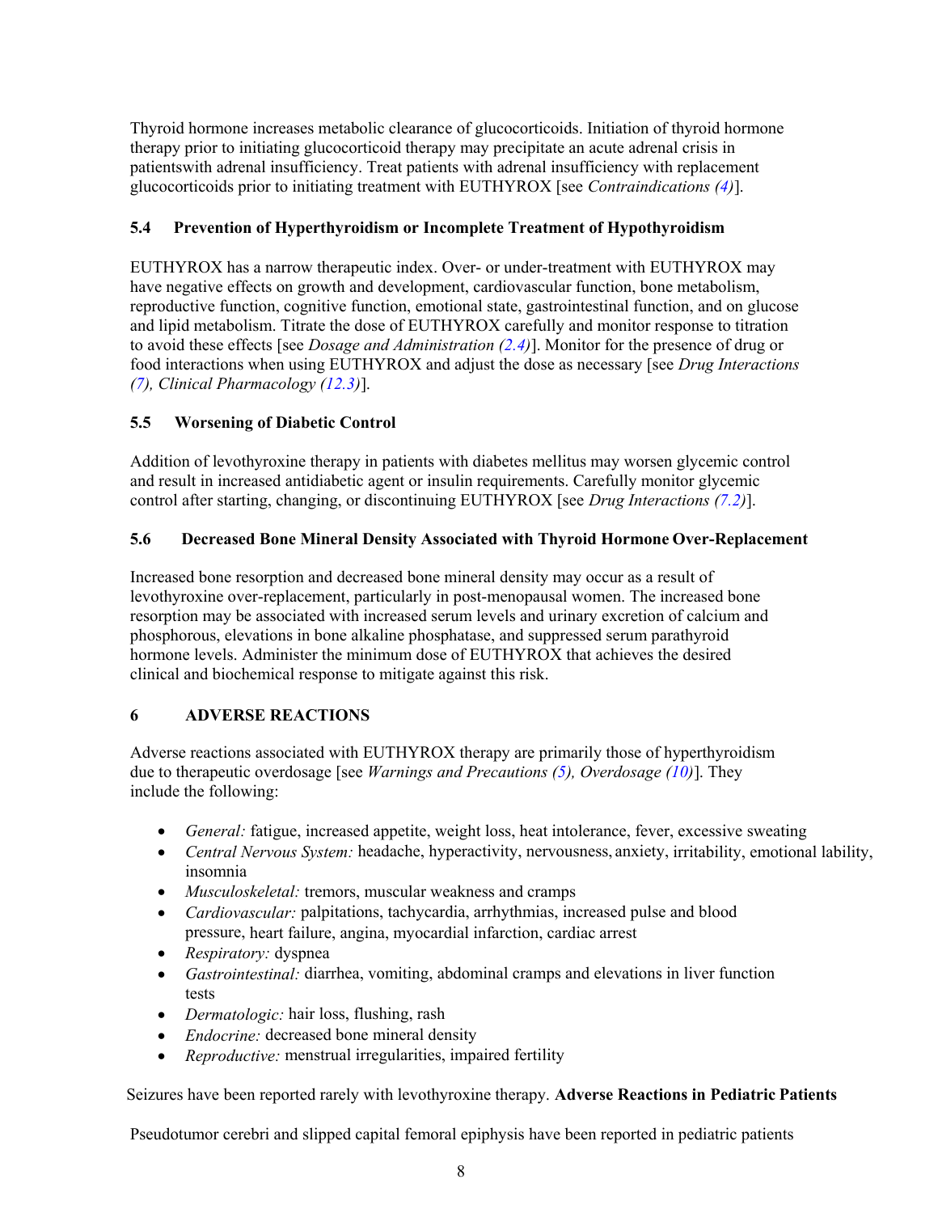Thyroid hormone increases metabolic clearance of glucocorticoids. Initiation of thyroid hormone therapy prior to initiating glucocorticoid therapy may precipitate an acute adrenal crisis in patientswith adrenal insufficiency. Treat patients with adrenal insufficiency with replacement glucocorticoids prior to initiating treatment with EUTHYROX [see *Contraindications (4)*].

### 5.4 Prevention of Hyperthyroidism or Incomplete Treatment of Hypothyroidism

EUTHYROX has a narrow therapeutic index. Over- or under-treatment with EUTHYROX may have negative effects on growth and development, cardiovascular function, bone metabolism, reproductive function, cognitive function, emotional state, gastrointestinal function, and on glucose and lipid metabolism. Titrate the dose of EUTHYROX carefully and monitor response to titration to avoid these effects [see *Dosage and Administration (2.4)*]. Monitor for the presence of drug or food interactions when using EUTHYROX and adjust the dose as necessary [see *Drug Interactions (7), Clinical Pharmacology (12.3)*].

### 5.5 Worsening of Diabetic Control

Addition of levothyroxine therapy in patients with diabetes mellitus may worsen glycemic control and result in increased antidiabetic agent or insulin requirements. Carefully monitor glycemic control after starting, changing, or discontinuing EUTHYROX [see *Drug Interactions (7.2)*].

### 5.6 Decreased Bone Mineral Density Associated with Thyroid Hormone Over-Replacement

Increased bone resorption and decreased bone mineral density may occur as a result of levothyroxine over-replacement, particularly in post-menopausal women. The increased bone resorption may be associated with increased serum levels and urinary excretion of calcium and phosphorous, elevations in bone alkaline phosphatase, and suppressed serum parathyroid hormone levels. Administer the minimum dose of EUTHYROX that achieves the desired clinical and biochemical response to mitigate against this risk.

## 6 ADVERSE REACTIONS

Adverse reactions associated with EUTHYROX therapy are primarily those of hyperthyroidism due to therapeutic overdosage [see *Warnings and Precautions (5), Overdosage (10)*]. They include the following:

- *General:* fatigue, increased appetite, weight loss, heat intolerance, fever, excessive sweating
- *Central Nervous System:* headache, hyperactivity, nervousness, anxiety, irritability, emotional lability, insomnia
- *Musculoskeletal:* tremors, muscular weakness and cramps
- *Cardiovascular:* palpitations, tachycardia, arrhythmias, increased pulse and blood pressure, heart failure, angina, myocardial infarction, cardiac arrest
- *Respiratory:* dyspnea
- *Gastrointestinal:* diarrhea, vomiting, abdominal cramps and elevations in liver function tests
- *Dermatologic:* hair loss, flushing, rash
- *Endocrine:* decreased bone mineral density
- *Reproductive:* menstrual irregularities, impaired fertility

Seizures have been reported rarely with levothyroxine therapy.

**Adverse Reactions in Pediatric Patients**

Pseudotumor cerebri and slipped capital femoral epiphysis have been reported in pediatric patients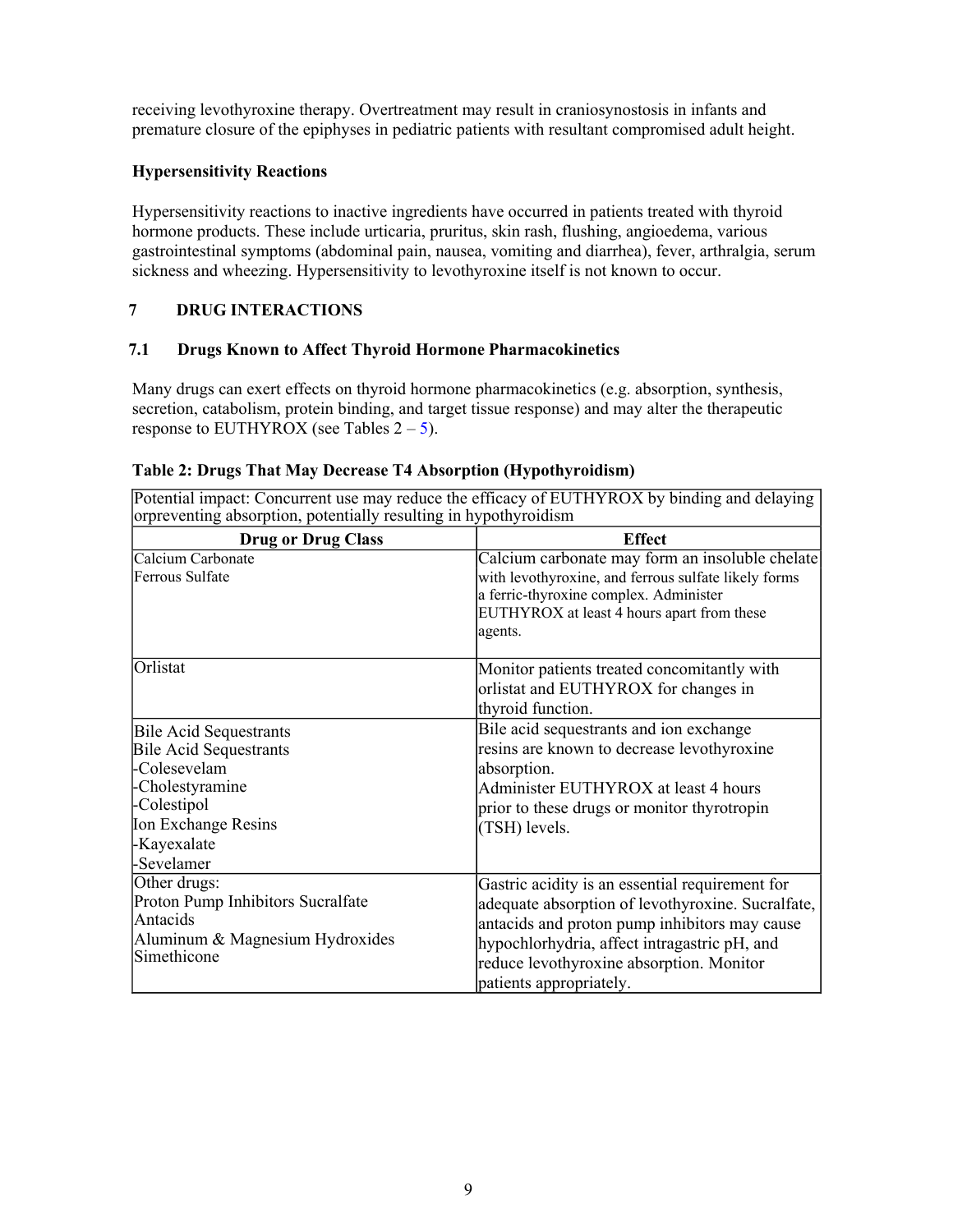receiving levothyroxine therapy. Overtreatment may result in craniosynostosis in infants and premature closure of the epiphyses in pediatric patients with resultant compromised adult height.

**Hypersensitivity Reactions**

Hypersensitivity reactions to inactive ingredients have occurred in patients treated with thyroid hormone products. These include urticaria, pruritus, skin rash, flushing, angioedema, various gastrointestinal symptoms (abdominal pain, nausea, vomiting and diarrhea), fever, arthralgia, serum sickness and wheezing. Hypersensitivity to levothyroxine itself is not known to occur.

## 7 DRUG INTERACTIONS

### 7.1 Drugs Known to Affect Thyroid Hormone Pharmacokinetics

Many drugs can exert effects on thyroid hormone pharmacokinetics (e.g. absorption, synthesis, secretion, catabolism, protein binding, and target tissue response) and may alter the therapeutic response to EUTHYROX (see Tables 2 – 5).

**Table 2: Drugs That May Decrease T4 Absorption (Hypothyroidism)**

| Potential impact: Concurrent use may reduce the efficacy of EUTHYROX by binding and delaying orpreventing absorption, potentially resulting in hypothyroidism | |
|---|---|
| **Drug or Drug Class** | **Effect** |
| Calcium Carbonate<br>Ferrous Sulfate | Calcium carbonate may form an insoluble chelate with levothyroxine, and ferrous sulfate likely forms a ferric-thyroxine complex. Administer EUTHYROX at least 4 hours apart from these agents. |
| Orlistat | Monitor patients treated concomitantly with orlistat and EUTHYROX for changes in thyroid function. |
| Bile Acid Sequestrants<br>Bile Acid Sequestrants<br>-Colesevelam<br>-Cholestyramine<br>-Colestipol<br>Ion Exchange Resins<br>-Kayexalate<br>-Sevelamer | Bile acid sequestrants and ion exchange resins are known to decrease levothyroxine absorption.<br>Administer EUTHYROX at least 4 hours prior to these drugs or monitor thyrotropin (TSH) levels. |
| Other drugs:<br>Proton Pump Inhibitors Sucralfate<br>Antacids<br>Aluminum & Magnesium Hydroxides<br>Simethicone | Gastric acidity is an essential requirement for adequate absorption of levothyroxine. Sucralfate, antacids and proton pump inhibitors may cause hypochlorhydria, affect intragastric pH, and reduce levothyroxine absorption. Monitor patients appropriately. |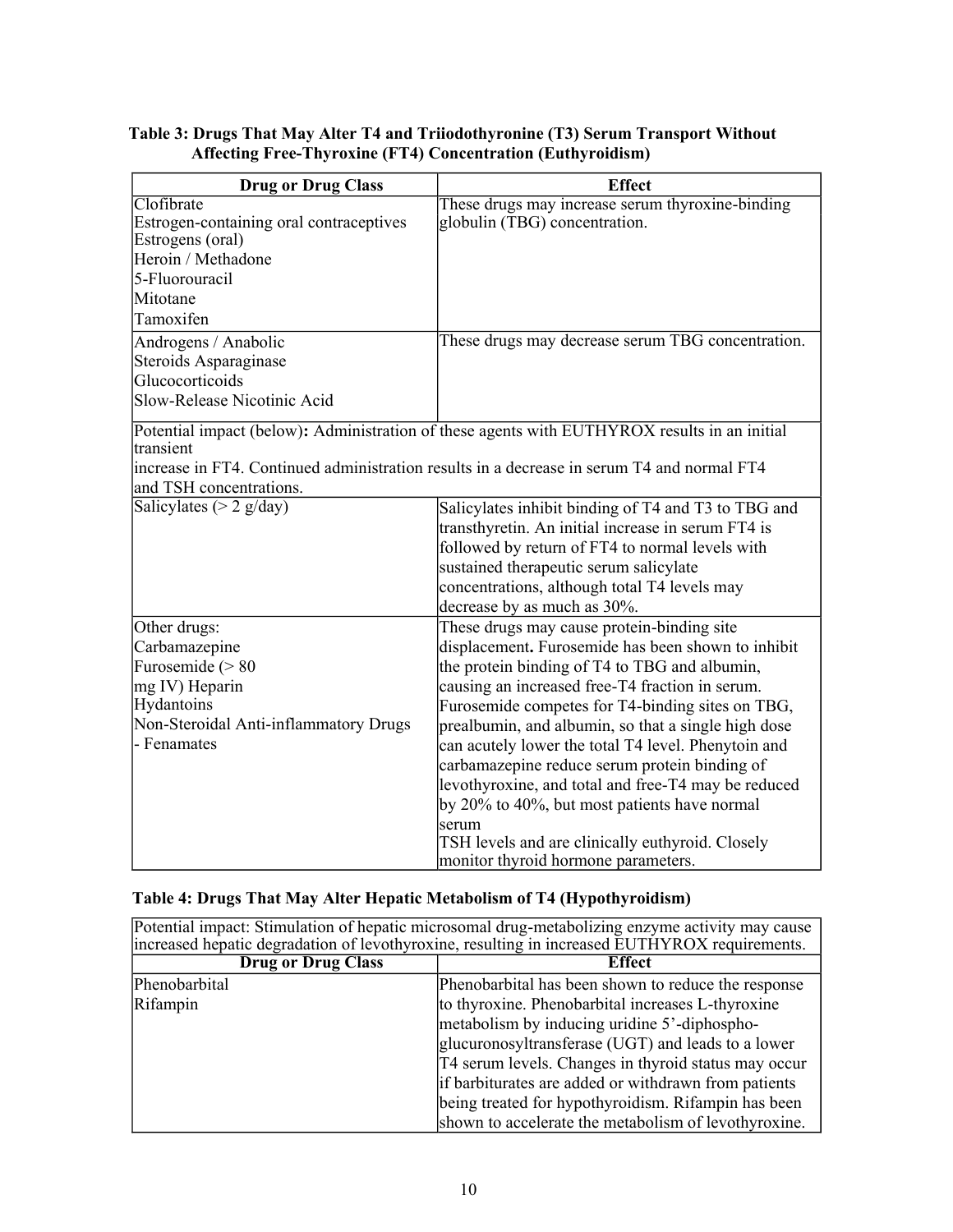**Table 3: Drugs That May Alter T4 and Triiodothyronine (T3) Serum Transport Without Affecting Free-Thyroxine (FT4) Concentration (Euthyroidism)**

| Drug or Drug Class | Effect |
|---|---|
| Clofibrate<br>Estrogen-containing oral contraceptives<br>Estrogens (oral)<br>Heroin / Methadone<br>5-Fluorouracil<br>Mitotane<br>Tamoxifen | These drugs may increase serum thyroxine-binding globulin (TBG) concentration. |
| Androgens / Anabolic<br>Steroids Asparaginase<br>Glucocorticoids<br>Slow-Release Nicotinic Acid | These drugs may decrease serum TBG concentration. |
| Potential impact (below)**:** Administration of these agents with EUTHYROX results in an initial transient increase in FT4. Continued administration results in a decrease in serum T4 and normal FT4 and TSH concentrations. | |
| Salicylates (> 2 g/day) | Salicylates inhibit binding of T4 and T3 to TBG and transthyretin. An initial increase in serum FT4 is followed by return of FT4 to normal levels with sustained therapeutic serum salicylate concentrations, although total T4 levels may decrease by as much as 30%. |
| Other drugs:<br>Carbamazepine<br>Furosemide (> 80 mg IV) Heparin<br>Hydantoins<br>Non-Steroidal Anti-inflammatory Drugs<br>- Fenamates | These drugs may cause protein-binding site displacement**.** Furosemide has been shown to inhibit the protein binding of T4 to TBG and albumin, causing an increased free-T4 fraction in serum. Furosemide competes for T4-binding sites on TBG, prealbumin, and albumin, so that a single high dose can acutely lower the total T4 level. Phenytoin and carbamazepine reduce serum protein binding of levothyroxine, and total and free-T4 may be reduced by 20% to 40%, but most patients have normal serum TSH levels and are clinically euthyroid. Closely monitor thyroid hormone parameters. |

**Table 4: Drugs That May Alter Hepatic Metabolism of T4 (Hypothyroidism)**

| Potential impact: Stimulation of hepatic microsomal drug-metabolizing enzyme activity may cause increased hepatic degradation of levothyroxine, resulting in increased EUTHYROX requirements. | |
|---|---|
| **Drug or Drug Class** | **Effect** |
| Phenobarbital<br>Rifampin | Phenobarbital has been shown to reduce the response to thyroxine. Phenobarbital increases L-thyroxine metabolism by inducing uridine 5'-diphospho-glucuronosyltransferase (UGT) and leads to a lower T4 serum levels. Changes in thyroid status may occur if barbiturates are added or withdrawn from patients being treated for hypothyroidism. Rifampin has been shown to accelerate the metabolism of levothyroxine. |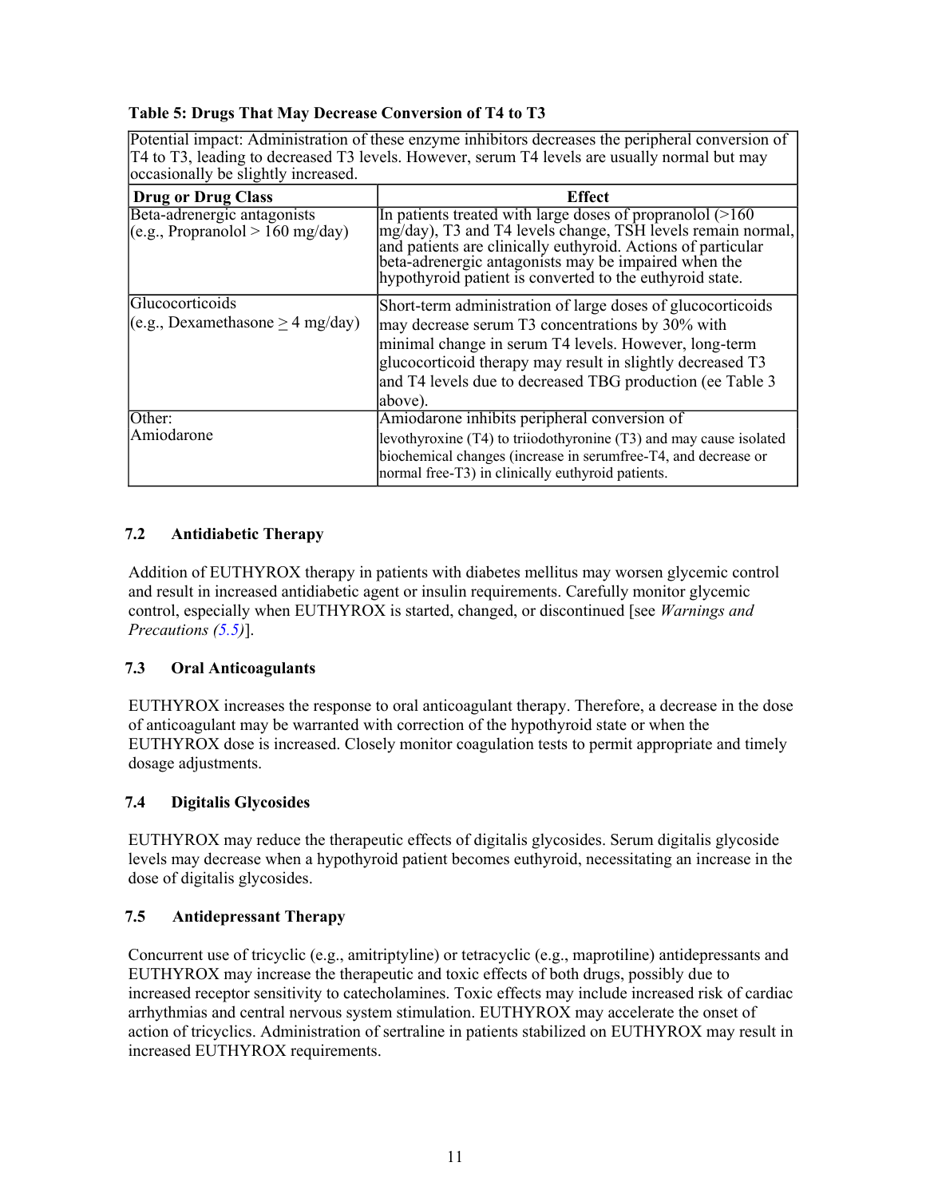**Table 5: Drugs That May Decrease Conversion of T4 to T3**

| Potential impact: Administration of these enzyme inhibitors decreases the peripheral conversion of T4 to T3, leading to decreased T3 levels. However, serum T4 levels are usually normal but may occasionally be slightly increased. | |
|---|---|
| **Drug or Drug Class** | **Effect** |
| Beta-adrenergic antagonists (e.g., Propranolol > 160 mg/day) | In patients treated with large doses of propranolol (>160 mg/day), T3 and T4 levels change, TSH levels remain normal, and patients are clinically euthyroid. Actions of particular beta-adrenergic antagonists may be impaired when the hypothyroid patient is converted to the euthyroid state. |
| Glucocorticoids (e.g., Dexamethasone $\geq$ 4 mg/day) | Short-term administration of large doses of glucocorticoids may decrease serum T3 concentrations by 30% with minimal change in serum T4 levels. However, long-term glucocorticoid therapy may result in slightly decreased T3 and T4 levels due to decreased TBG production (ee Table 3 above). |
| Other: Amiodarone | Amiodarone inhibits peripheral conversion of levothyroxine (T4) to triiodothyronine (T3) and may cause isolated biochemical changes (increase in serumfree-T4, and decrease or normal free-T3) in clinically euthyroid patients. |

### 7.2 Antidiabetic Therapy

Addition of EUTHYROX therapy in patients with diabetes mellitus may worsen glycemic control and result in increased antidiabetic agent or insulin requirements. Carefully monitor glycemic control, especially when EUTHYROX is started, changed, or discontinued [see *Warnings and Precautions (5.5)*].

### 7.3 Oral Anticoagulants

EUTHYROX increases the response to oral anticoagulant therapy. Therefore, a decrease in the dose of anticoagulant may be warranted with correction of the hypothyroid state or when the EUTHYROX dose is increased. Closely monitor coagulation tests to permit appropriate and timely dosage adjustments.

### 7.4 Digitalis Glycosides

EUTHYROX may reduce the therapeutic effects of digitalis glycosides. Serum digitalis glycoside levels may decrease when a hypothyroid patient becomes euthyroid, necessitating an increase in the dose of digitalis glycosides.

### 7.5 Antidepressant Therapy

Concurrent use of tricyclic (e.g., amitriptyline) or tetracyclic (e.g., maprotiline) antidepressants and EUTHYROX may increase the therapeutic and toxic effects of both drugs, possibly due to increased receptor sensitivity to catecholamines. Toxic effects may include increased risk of cardiac arrhythmias and central nervous system stimulation. EUTHYROX may accelerate the onset of action of tricyclics. Administration of sertraline in patients stabilized on EUTHYROX may result in increased EUTHYROX requirements.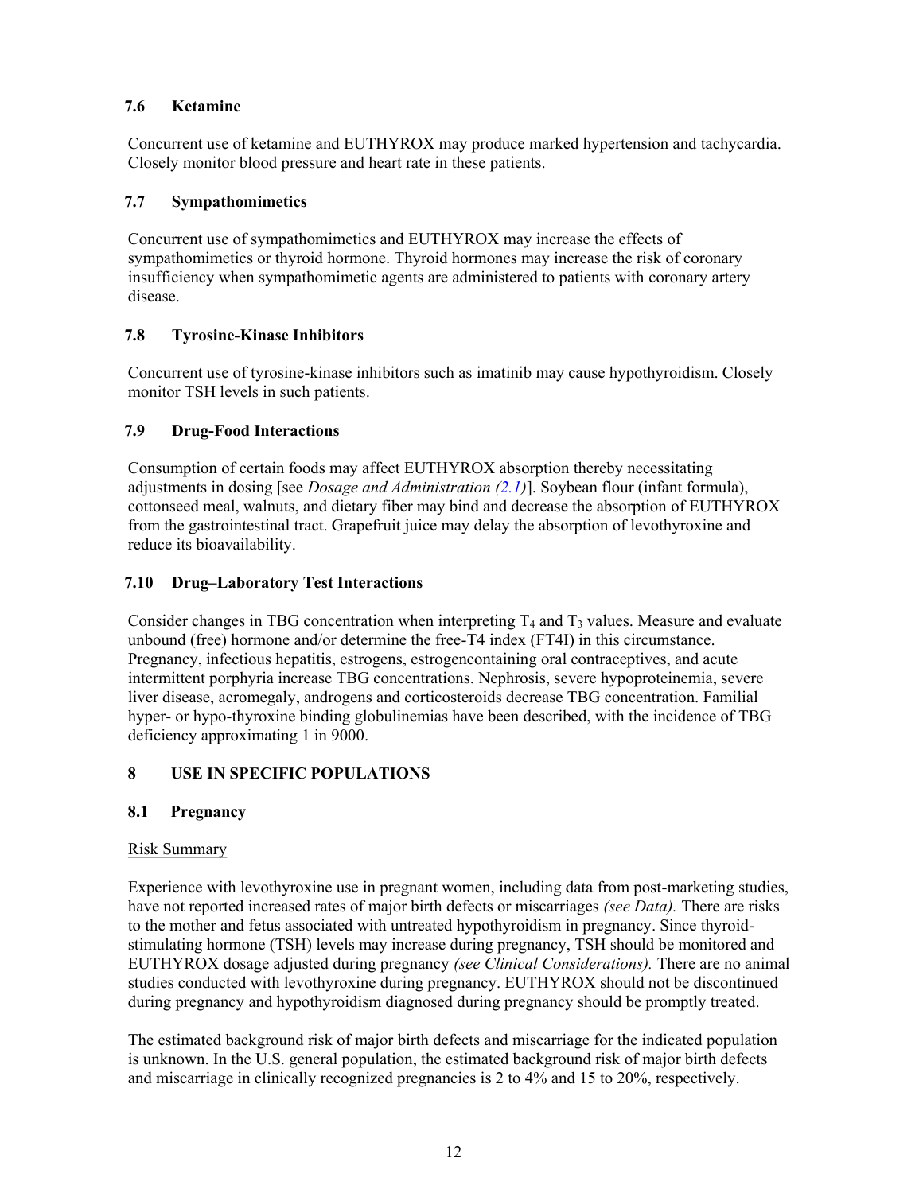### 7.6 Ketamine

Concurrent use of ketamine and EUTHYROX may produce marked hypertension and tachycardia. Closely monitor blood pressure and heart rate in these patients.

### 7.7 Sympathomimetics

Concurrent use of sympathomimetics and EUTHYROX may increase the effects of sympathomimetics or thyroid hormone. Thyroid hormones may increase the risk of coronary insufficiency when sympathomimetic agents are administered to patients with coronary artery disease.

### 7.8 Tyrosine-Kinase Inhibitors

Concurrent use of tyrosine-kinase inhibitors such as imatinib may cause hypothyroidism. Closely monitor TSH levels in such patients.

### 7.9 Drug-Food Interactions

Consumption of certain foods may affect EUTHYROX absorption thereby necessitating adjustments in dosing [see *Dosage and Administration (2.1)*]. Soybean flour (infant formula), cottonseed meal, walnuts, and dietary fiber may bind and decrease the absorption of EUTHYROX from the gastrointestinal tract. Grapefruit juice may delay the absorption of levothyroxine and reduce its bioavailability.

### 7.10 Drug–Laboratory Test Interactions

Consider changes in TBG concentration when interpreting $T_4$ and $T_3$ values. Measure and evaluate unbound (free) hormone and/or determine the free-T4 index (FT4I) in this circumstance. Pregnancy, infectious hepatitis, estrogens, estrogencontaining oral contraceptives, and acute intermittent porphyria increase TBG concentrations. Nephrosis, severe hypoproteinemia, severe liver disease, acromegaly, androgens and corticosteroids decrease TBG concentration. Familial hyper- or hypo-thyroxine binding globulinemias have been described, with the incidence of TBG deficiency approximating 1 in 9000.

## 8 USE IN SPECIFIC POPULATIONS

### 8.1 Pregnancy

Risk Summary

Experience with levothyroxine use in pregnant women, including data from post-marketing studies, have not reported increased rates of major birth defects or miscarriages *(see Data).* There are risks to the mother and fetus associated with untreated hypothyroidism in pregnancy. Since thyroid-stimulating hormone (TSH) levels may increase during pregnancy, TSH should be monitored and EUTHYROX dosage adjusted during pregnancy *(see Clinical Considerations).* There are no animal studies conducted with levothyroxine during pregnancy. EUTHYROX should not be discontinued during pregnancy and hypothyroidism diagnosed during pregnancy should be promptly treated.

The estimated background risk of major birth defects and miscarriage for the indicated population is unknown. In the U.S. general population, the estimated background risk of major birth defects and miscarriage in clinically recognized pregnancies is 2 to 4% and 15 to 20%, respectively.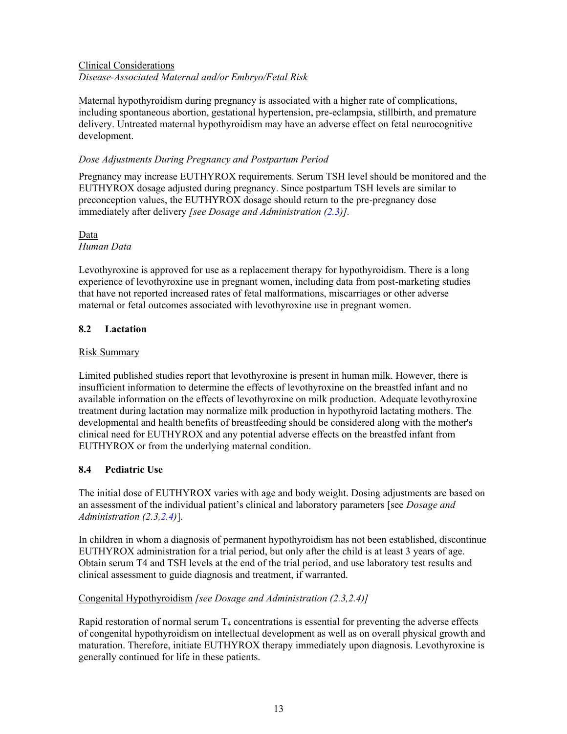Clinical Considerations

*Disease-Associated Maternal and/or Embryo/Fetal Risk*

Maternal hypothyroidism during pregnancy is associated with a higher rate of complications, including spontaneous abortion, gestational hypertension, pre-eclampsia, stillbirth, and premature delivery. Untreated maternal hypothyroidism may have an adverse effect on fetal neurocognitive development.

*Dose Adjustments During Pregnancy and Postpartum Period*

Pregnancy may increase EUTHYROX requirements. Serum TSH level should be monitored and the EUTHYROX dosage adjusted during pregnancy. Since postpartum TSH levels are similar to preconception values, the EUTHYROX dosage should return to the pre-pregnancy dose immediately after delivery *[see Dosage and Administration (2.3)].*

Data

*Human Data*

Levothyroxine is approved for use as a replacement therapy for hypothyroidism. There is a long experience of levothyroxine use in pregnant women, including data from post-marketing studies that have not reported increased rates of fetal malformations, miscarriages or other adverse maternal or fetal outcomes associated with levothyroxine use in pregnant women.

## 8.2 Lactation

Risk Summary

Limited published studies report that levothyroxine is present in human milk. However, there is insufficient information to determine the effects of levothyroxine on the breastfed infant and no available information on the effects of levothyroxine on milk production. Adequate levothyroxine treatment during lactation may normalize milk production in hypothyroid lactating mothers. The developmental and health benefits of breastfeeding should be considered along with the mother's clinical need for EUTHYROX and any potential adverse effects on the breastfed infant from EUTHYROX or from the underlying maternal condition.

## 8.4 Pediatric Use

The initial dose of EUTHYROX varies with age and body weight. Dosing adjustments are based on an assessment of the individual patient's clinical and laboratory parameters [see *Dosage and Administration (2.3,2.4)*].

In children in whom a diagnosis of permanent hypothyroidism has not been established, discontinue EUTHYROX administration for a trial period, but only after the child is at least 3 years of age. Obtain serum T4 and TSH levels at the end of the trial period, and use laboratory test results and clinical assessment to guide diagnosis and treatment, if warranted.

Congenital Hypothyroidism *[see Dosage and Administration (2.3,2.4)]*

Rapid restoration of normal serum $T_4$ concentrations is essential for preventing the adverse effects of congenital hypothyroidism on intellectual development as well as on overall physical growth and maturation. Therefore, initiate EUTHYROX therapy immediately upon diagnosis. Levothyroxine is generally continued for life in these patients.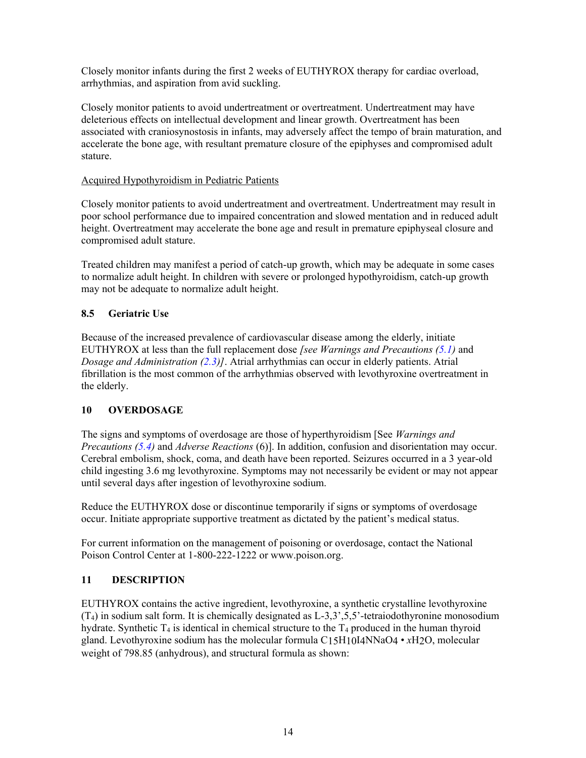Closely monitor infants during the first 2 weeks of EUTHYROX therapy for cardiac overload, arrhythmias, and aspiration from avid suckling.

Closely monitor patients to avoid undertreatment or overtreatment. Undertreatment may have deleterious effects on intellectual development and linear growth. Overtreatment has been associated with craniosynostosis in infants, may adversely affect the tempo of brain maturation, and accelerate the bone age, with resultant premature closure of the epiphyses and compromised adult stature.

Acquired Hypothyroidism in Pediatric Patients

Closely monitor patients to avoid undertreatment and overtreatment. Undertreatment may result in poor school performance due to impaired concentration and slowed mentation and in reduced adult height. Overtreatment may accelerate the bone age and result in premature epiphyseal closure and compromised adult stature.

Treated children may manifest a period of catch-up growth, which may be adequate in some cases to normalize adult height. In children with severe or prolonged hypothyroidism, catch-up growth may not be adequate to normalize adult height.

### 8.5 Geriatric Use

Because of the increased prevalence of cardiovascular disease among the elderly, initiate EUTHYROX at less than the full replacement dose *[see Warnings and Precautions (5.1)* and *Dosage and Administration (2.3)]*. Atrial arrhythmias can occur in elderly patients. Atrial fibrillation is the most common of the arrhythmias observed with levothyroxine overtreatment in the elderly.

## 10 OVERDOSAGE

The signs and symptoms of overdosage are those of hyperthyroidism [See *Warnings and Precautions (5.4)* and *Adverse Reactions* (6)]. In addition, confusion and disorientation may occur. Cerebral embolism, shock, coma, and death have been reported. Seizures occurred in a 3 year-old child ingesting 3.6 mg levothyroxine. Symptoms may not necessarily be evident or may not appear until several days after ingestion of levothyroxine sodium.

Reduce the EUTHYROX dose or discontinue temporarily if signs or symptoms of overdosage occur. Initiate appropriate supportive treatment as dictated by the patient's medical status.

For current information on the management of poisoning or overdosage, contact the National Poison Control Center at 1-800-222-1222 or www.poison.org.

## 11 DESCRIPTION

EUTHYROX contains the active ingredient, levothyroxine, a synthetic crystalline levothyroxine ($T_4$) in sodium salt form. It is chemically designated as L-3,3',5,5'-tetraiodothyronine monosodium hydrate. Synthetic $T_4$ is identical in chemical structure to the $T_4$ produced in the human thyroid gland. Levothyroxine sodium has the molecular formula $C_{15}H_{10}I_4NNaO_4 \cdot xH_2O$, molecular weight of 798.85 (anhydrous), and structural formula as shown: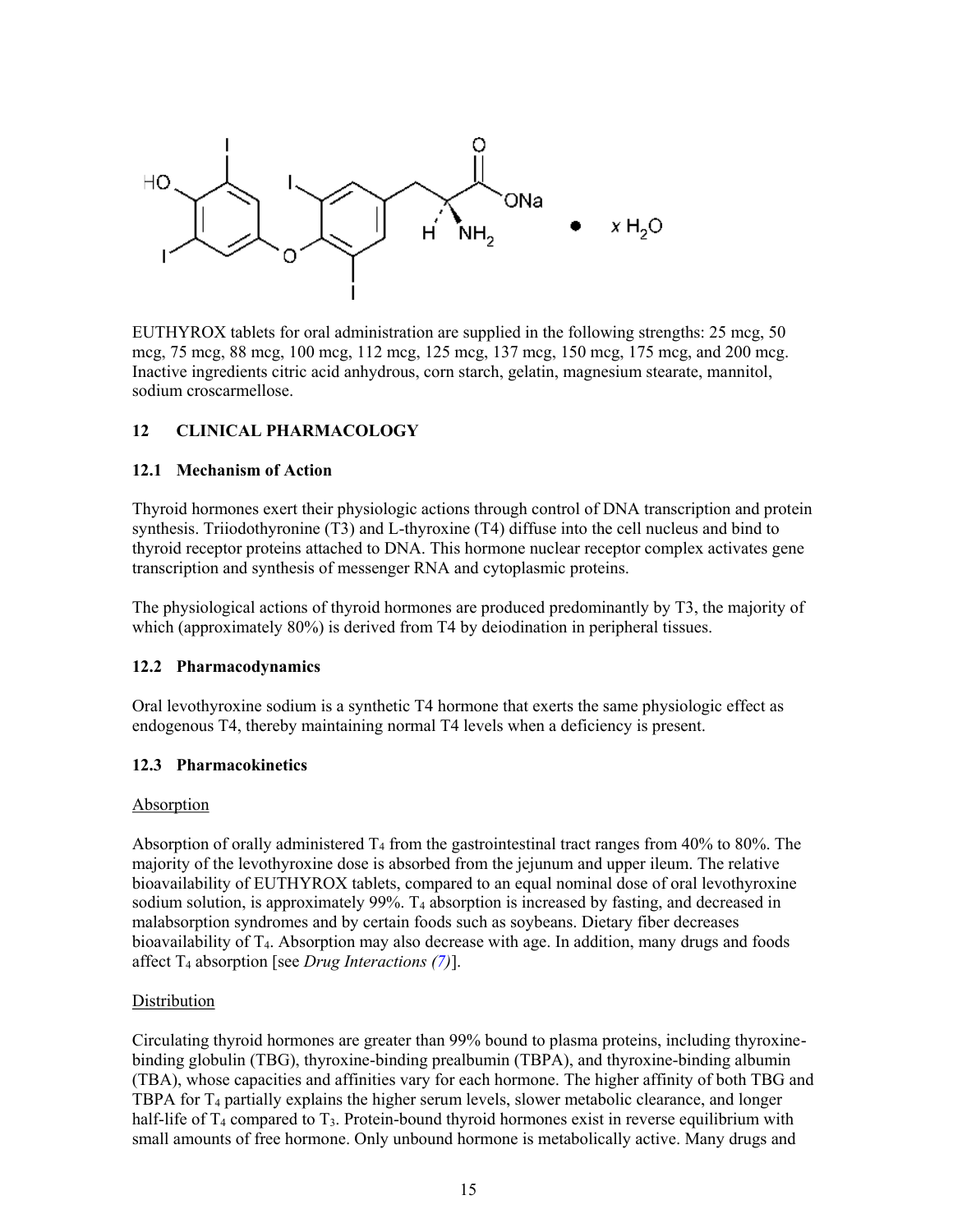EUTHYROX tablets for oral administration are supplied in the following strengths: 25 mcg, 50 mcg, 75 mcg, 88 mcg, 100 mcg, 112 mcg, 125 mcg, 137 mcg, 150 mcg, 175 mcg, and 200 mcg. Inactive ingredients citric acid anhydrous, corn starch, gelatin, magnesium stearate, mannitol, sodium croscarmellose.

## 12 CLINICAL PHARMACOLOGY

### 12.1 Mechanism of Action

Thyroid hormones exert their physiologic actions through control of DNA transcription and protein synthesis. Triiodothyronine (T3) and L-thyroxine (T4) diffuse into the cell nucleus and bind to thyroid receptor proteins attached to DNA. This hormone nuclear receptor complex activates gene transcription and synthesis of messenger RNA and cytoplasmic proteins.

The physiological actions of thyroid hormones are produced predominantly by T3, the majority of which (approximately 80%) is derived from T4 by deiodination in peripheral tissues.

### 12.2 Pharmacodynamics

Oral levothyroxine sodium is a synthetic T4 hormone that exerts the same physiologic effect as endogenous T4, thereby maintaining normal T4 levels when a deficiency is present.

### 12.3 Pharmacokinetics

Absorption

Absorption of orally administered $T_4$ from the gastrointestinal tract ranges from 40% to 80%. The majority of the levothyroxine dose is absorbed from the jejunum and upper ileum. The relative bioavailability of EUTHYROX tablets, compared to an equal nominal dose of oral levothyroxine sodium solution, is approximately 99%. $T_4$ absorption is increased by fasting, and decreased in malabsorption syndromes and by certain foods such as soybeans. Dietary fiber decreases bioavailability of $T_4$. Absorption may also decrease with age. In addition, many drugs and foods affect $T_4$ absorption [see *Drug Interactions (7)*].

Distribution

Circulating thyroid hormones are greater than 99% bound to plasma proteins, including thyroxine-binding globulin (TBG), thyroxine-binding prealbumin (TBPA), and thyroxine-binding albumin (TBA), whose capacities and affinities vary for each hormone. The higher affinity of both TBG and TBPA for $T_4$ partially explains the higher serum levels, slower metabolic clearance, and longer half-life of $T_4$ compared to $T_3$. Protein-bound thyroid hormones exist in reverse equilibrium with small amounts of free hormone. Only unbound hormone is metabolically active. Many drugs and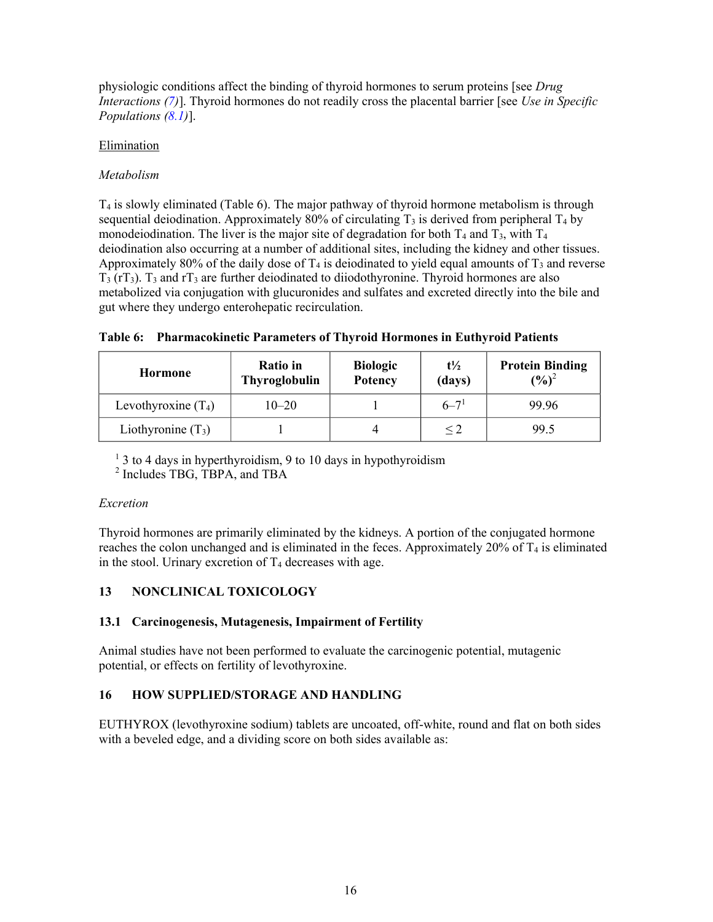physiologic conditions affect the binding of thyroid hormones to serum proteins [see *Drug Interactions (7)*]. Thyroid hormones do not readily cross the placental barrier [see *Use in Specific Populations (8.1)*].

Elimination

*Metabolism*

$T_4$ is slowly eliminated (Table 6). The major pathway of thyroid hormone metabolism is through sequential deiodination. Approximately 80% of circulating $T_3$ is derived from peripheral $T_4$ by monodeiodination. The liver is the major site of degradation for both $T_4$ and $T_3$, with $T_4$ deiodination also occurring at a number of additional sites, including the kidney and other tissues. Approximately 80% of the daily dose of $T_4$ is deiodinated to yield equal amounts of $T_3$ and reverse $T_3$ ($rT_3$). $T_3$ and $rT_3$ are further deiodinated to diiodothyronine. Thyroid hormones are also metabolized via conjugation with glucuronides and sulfates and excreted directly into the bile and gut where they undergo enterohepatic recirculation.

**Table 6: Pharmacokinetic Parameters of Thyroid Hormones in Euthyroid Patients**

| Hormone | Ratio in Thyroglobulin | Biologic Potency | t½ (days) | Protein Binding (%)[2] |
|---|---|---|---|---|
| Levothyroxine ($T_4$) | 10–20 | 1 | 6–7[1] | 99.96 |
| Liothyronine ($T_3$) | 1 | 4 | $\leq 2$ | 99.5 |

[1] 3 to 4 days in hyperthyroidism, 9 to 10 days in hypothyroidism
[2] Includes TBG, TBPA, and TBA

*Excretion*

Thyroid hormones are primarily eliminated by the kidneys. A portion of the conjugated hormone reaches the colon unchanged and is eliminated in the feces. Approximately 20% of $T_4$ is eliminated in the stool. Urinary excretion of $T_4$ decreases with age.

## 13 NONCLINICAL TOXICOLOGY

### 13.1 Carcinogenesis, Mutagenesis, Impairment of Fertility

Animal studies have not been performed to evaluate the carcinogenic potential, mutagenic potential, or effects on fertility of levothyroxine.

## 16 HOW SUPPLIED/STORAGE AND HANDLING

EUTHYROX (levothyroxine sodium) tablets are uncoated, off-white, round and flat on both sides with a beveled edge, and a dividing score on both sides available as: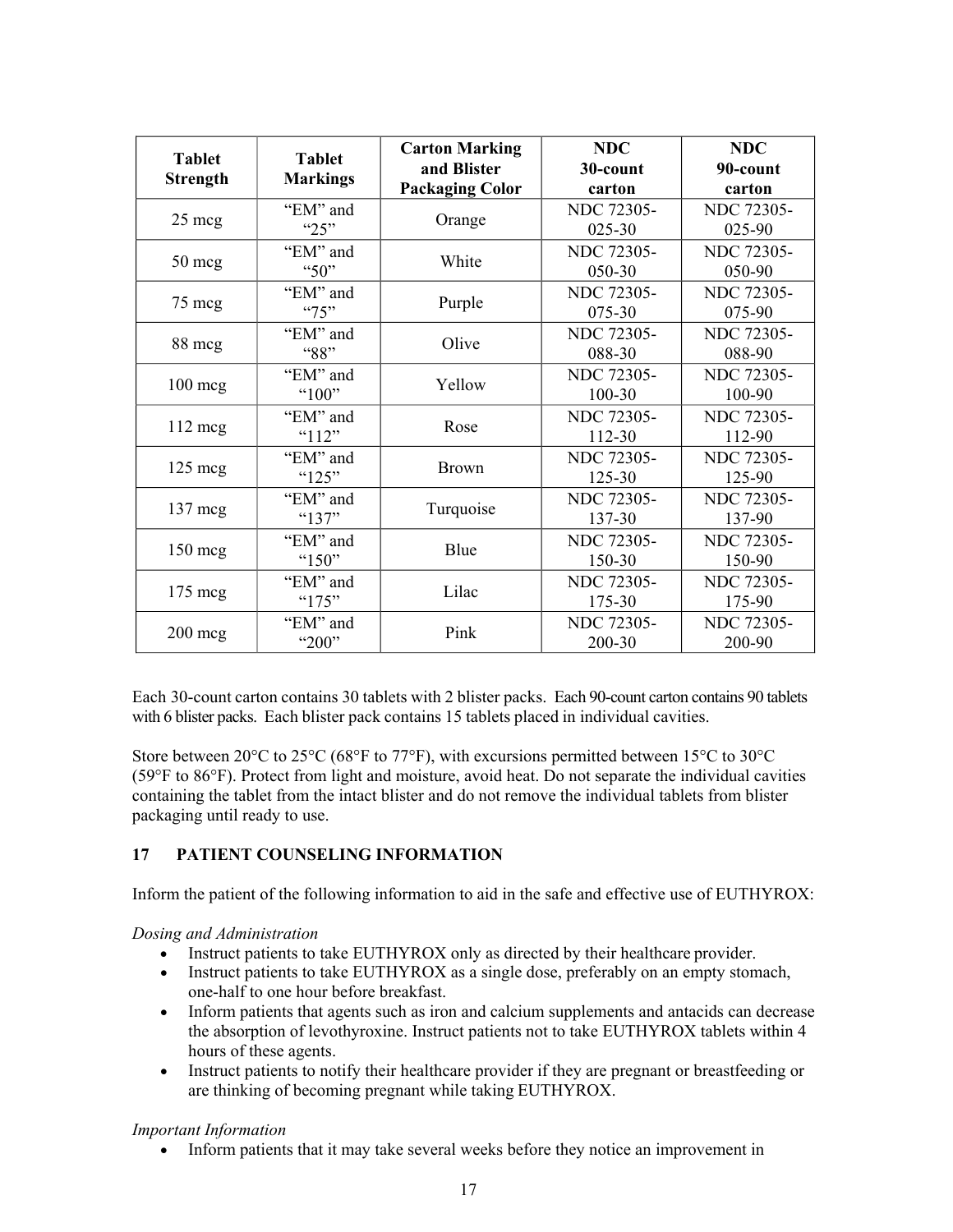| Tablet Strength | Tablet Markings | Carton Marking and Blister Packaging Color | NDC 30-count carton | NDC 90-count carton |
|---|---|---|---|---|
| 25 mcg | "EM" and "25" | Orange | NDC 72305-025-30 | NDC 72305-025-90 |
| 50 mcg | "EM" and "50" | White | NDC 72305-050-30 | NDC 72305-050-90 |
| 75 mcg | "EM" and "75" | Purple | NDC 72305-075-30 | NDC 72305-075-90 |
| 88 mcg | "EM" and "88" | Olive | NDC 72305-088-30 | NDC 72305-088-90 |
| 100 mcg | "EM" and "100" | Yellow | NDC 72305-100-30 | NDC 72305-100-90 |
| 112 mcg | "EM" and "112" | Rose | NDC 72305-112-30 | NDC 72305-112-90 |
| 125 mcg | "EM" and "125" | Brown | NDC 72305-125-30 | NDC 72305-125-90 |
| 137 mcg | "EM" and "137" | Turquoise | NDC 72305-137-30 | NDC 72305-137-90 |
| 150 mcg | "EM" and "150" | Blue | NDC 72305-150-30 | NDC 72305-150-90 |
| 175 mcg | "EM" and "175" | Lilac | NDC 72305-175-30 | NDC 72305-175-90 |
| 200 mcg | "EM" and "200" | Pink | NDC 72305-200-30 | NDC 72305-200-90 |

Each 30-count carton contains 30 tablets with 2 blister packs. Each 90-count carton contains 90 tablets with 6 blister packs. Each blister pack contains 15 tablets placed in individual cavities.

Store between 20°C to 25°C (68°F to 77°F), with excursions permitted between 15°C to 30°C (59°F to 86°F). Protect from light and moisture, avoid heat. Do not separate the individual cavities containing the tablet from the intact blister and do not remove the individual tablets from blister packaging until ready to use.

## 17 PATIENT COUNSELING INFORMATION

Inform the patient of the following information to aid in the safe and effective use of EUTHYROX:

*Dosing and Administration*

- Instruct patients to take EUTHYROX only as directed by their healthcare provider.
- Instruct patients to take EUTHYROX as a single dose, preferably on an empty stomach, one-half to one hour before breakfast.
- Inform patients that agents such as iron and calcium supplements and antacids can decrease the absorption of levothyroxine. Instruct patients not to take EUTHYROX tablets within 4 hours of these agents.
- Instruct patients to notify their healthcare provider if they are pregnant or breastfeeding or are thinking of becoming pregnant while taking EUTHYROX.

*Important Information*

- Inform patients that it may take several weeks before they notice an improvement in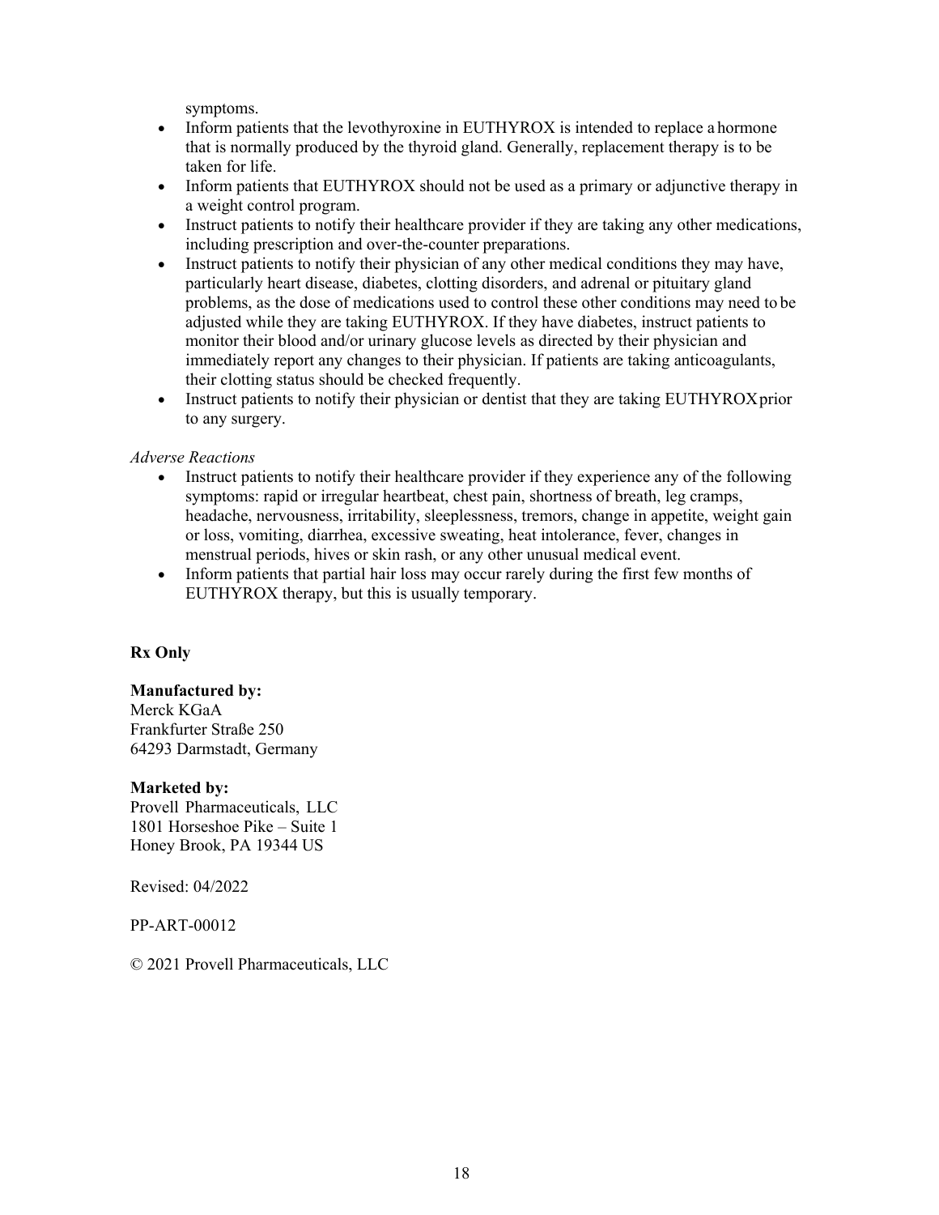symptoms.

- Inform patients that the levothyroxine in EUTHYROX is intended to replace a hormone that is normally produced by the thyroid gland. Generally, replacement therapy is to be taken for life.
- Inform patients that EUTHYROX should not be used as a primary or adjunctive therapy in a weight control program.
- Instruct patients to notify their healthcare provider if they are taking any other medications, including prescription and over-the-counter preparations.
- Instruct patients to notify their physician of any other medical conditions they may have, particularly heart disease, diabetes, clotting disorders, and adrenal or pituitary gland problems, as the dose of medications used to control these other conditions may need to be adjusted while they are taking EUTHYROX. If they have diabetes, instruct patients to monitor their blood and/or urinary glucose levels as directed by their physician and immediately report any changes to their physician. If patients are taking anticoagulants, their clotting status should be checked frequently.
- Instruct patients to notify their physician or dentist that they are taking EUTHYROX prior to any surgery.

*Adverse Reactions*

- Instruct patients to notify their healthcare provider if they experience any of the following symptoms: rapid or irregular heartbeat, chest pain, shortness of breath, leg cramps, headache, nervousness, irritability, sleeplessness, tremors, change in appetite, weight gain or loss, vomiting, diarrhea, excessive sweating, heat intolerance, fever, changes in menstrual periods, hives or skin rash, or any other unusual medical event.
- Inform patients that partial hair loss may occur rarely during the first few months of EUTHYROX therapy, but this is usually temporary.

**Rx Only**

**Manufactured by:**
Merck KGaA
Frankfurter Straße 250
64293 Darmstadt, Germany

**Marketed by:**
Provell Pharmaceuticals, LLC
1801 Horseshoe Pike – Suite 1
Honey Brook, PA 19344 US

Revised: 04/2022

PP-ART-00012

© 2021 Provell Pharmaceuticals, LLC